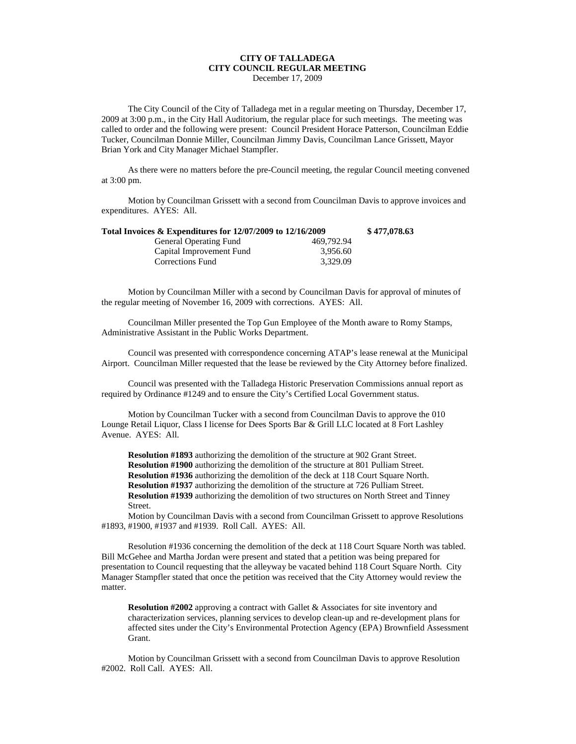# CITY OF TALLADEGA
## CITY COUNCIL REGULAR MEETING
December 17, 2009

The City Council of the City of Talladega met in a regular meeting on Thursday, December 17, 2009 at 3:00 p.m., in the City Hall Auditorium, the regular place for such meetings. The meeting was called to order and the following were present: Council President Horace Patterson, Councilman Eddie Tucker, Councilman Donnie Miller, Councilman Jimmy Davis, Councilman Lance Grissett, Mayor Brian York and City Manager Michael Stampfler.

As there were no matters before the pre-Council meeting, the regular Council meeting convened at 3:00 pm.

Motion by Councilman Grissett with a second from Councilman Davis to approve invoices and expenditures. AYES: All.

| **Total Invoices & Expenditures for 12/07/2009 to 12/16/2009** | | **$ 477,078.63** |
|---|---|---|
| General Operating Fund | 469,792.94 | |
| Capital Improvement Fund | 3,956.60 | |
| Corrections Fund | 3,329.09 | |

Motion by Councilman Miller with a second by Councilman Davis for approval of minutes of the regular meeting of November 16, 2009 with corrections. AYES: All.

Councilman Miller presented the Top Gun Employee of the Month aware to Romy Stamps, Administrative Assistant in the Public Works Department.

Council was presented with correspondence concerning ATAP's lease renewal at the Municipal Airport. Councilman Miller requested that the lease be reviewed by the City Attorney before finalized.

Council was presented with the Talladega Historic Preservation Commissions annual report as required by Ordinance #1249 and to ensure the City's Certified Local Government status.

Motion by Councilman Tucker with a second from Councilman Davis to approve the 010 Lounge Retail Liquor, Class I license for Dees Sports Bar & Grill LLC located at 8 Fort Lashley Avenue. AYES: All.

**Resolution #1893** authorizing the demolition of the structure at 902 Grant Street.
**Resolution #1900** authorizing the demolition of the structure at 801 Pulliam Street.
**Resolution #1936** authorizing the demolition of the deck at 118 Court Square North.
**Resolution #1937** authorizing the demolition of the structure at 726 Pulliam Street.
**Resolution #1939** authorizing the demolition of two structures on North Street and Tinney Street.

Motion by Councilman Davis with a second from Councilman Grissett to approve Resolutions #1893, #1900, #1937 and #1939. Roll Call. AYES: All.

Resolution #1936 concerning the demolition of the deck at 118 Court Square North was tabled. Bill McGehee and Martha Jordan were present and stated that a petition was being prepared for presentation to Council requesting that the alleyway be vacated behind 118 Court Square North. City Manager Stampfler stated that once the petition was received that the City Attorney would review the matter.

**Resolution #2002** approving a contract with Gallet & Associates for site inventory and characterization services, planning services to develop clean-up and re-development plans for affected sites under the City's Environmental Protection Agency (EPA) Brownfield Assessment Grant.

Motion by Councilman Grissett with a second from Councilman Davis to approve Resolution #2002. Roll Call. AYES: All.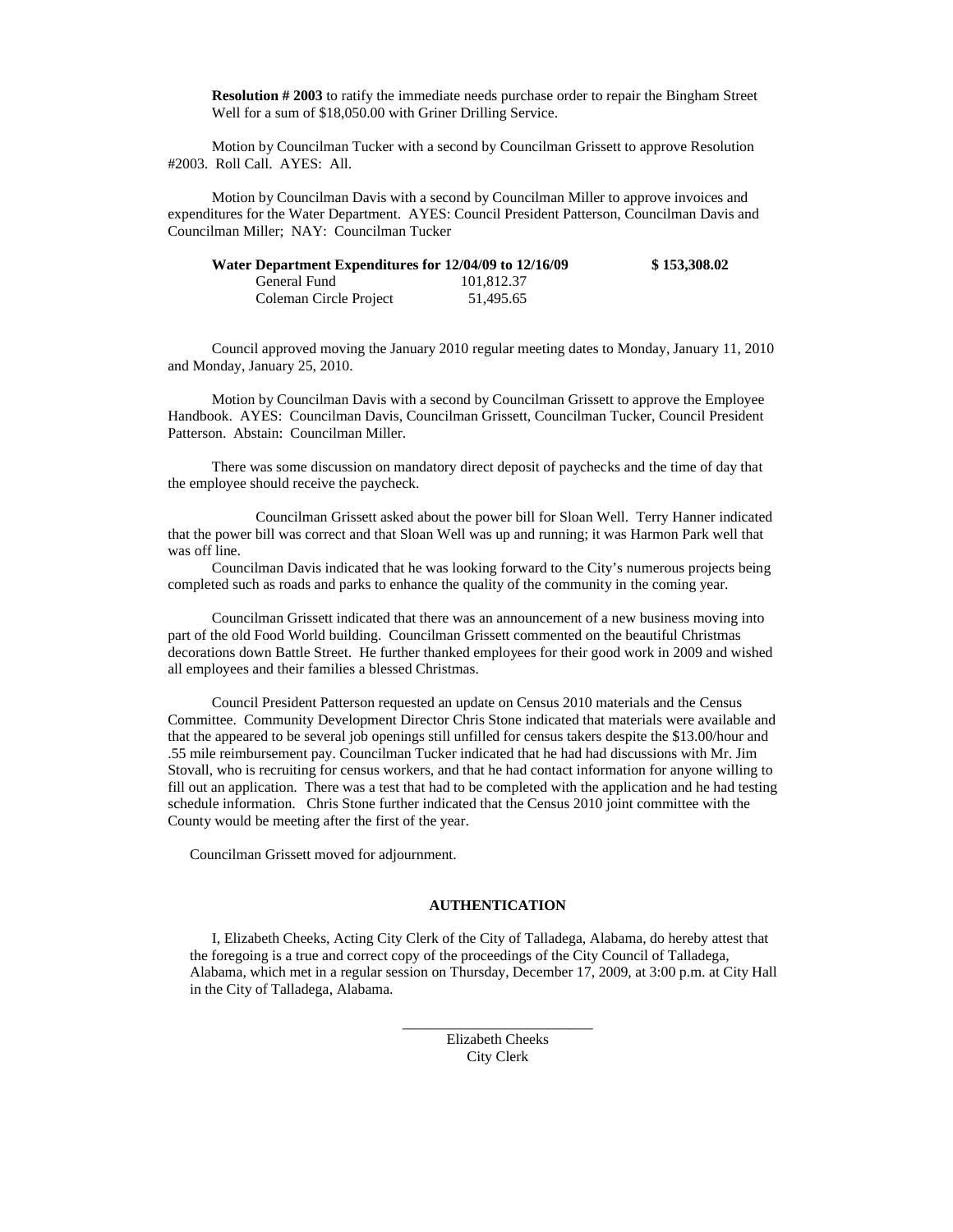**Resolution # 2003** to ratify the immediate needs purchase order to repair the Bingham Street Well for a sum of $18,050.00 with Griner Drilling Service.

Motion by Councilman Tucker with a second by Councilman Grissett to approve Resolution #2003. Roll Call. AYES: All.

Motion by Councilman Davis with a second by Councilman Miller to approve invoices and expenditures for the Water Department. AYES: Council President Patterson, Councilman Davis and Councilman Miller; NAY: Councilman Tucker

| | | |
|---|---|---|
| **Water Department Expenditures for 12/04/09 to 12/16/09** | | **$ 153,308.02** |
| General Fund | 101,812.37 | |
| Coleman Circle Project | 51,495.65 | |

Council approved moving the January 2010 regular meeting dates to Monday, January 11, 2010 and Monday, January 25, 2010.

Motion by Councilman Davis with a second by Councilman Grissett to approve the Employee Handbook. AYES: Councilman Davis, Councilman Grissett, Councilman Tucker, Council President Patterson. Abstain: Councilman Miller.

There was some discussion on mandatory direct deposit of paychecks and the time of day that the employee should receive the paycheck.

Councilman Grissett asked about the power bill for Sloan Well. Terry Hanner indicated that the power bill was correct and that Sloan Well was up and running; it was Harmon Park well that was off line.

Councilman Davis indicated that he was looking forward to the City's numerous projects being completed such as roads and parks to enhance the quality of the community in the coming year.

Councilman Grissett indicated that there was an announcement of a new business moving into part of the old Food World building. Councilman Grissett commented on the beautiful Christmas decorations down Battle Street. He further thanked employees for their good work in 2009 and wished all employees and their families a blessed Christmas.

Council President Patterson requested an update on Census 2010 materials and the Census Committee. Community Development Director Chris Stone indicated that materials were available and that the appeared to be several job openings still unfilled for census takers despite the $13.00/hour and .55 mile reimbursement pay. Councilman Tucker indicated that he had had discussions with Mr. Jim Stovall, who is recruiting for census workers, and that he had contact information for anyone willing to fill out an application. There was a test that had to be completed with the application and he had testing schedule information. Chris Stone further indicated that the Census 2010 joint committee with the County would be meeting after the first of the year.

Councilman Grissett moved for adjournment.

**AUTHENTICATION**

I, Elizabeth Cheeks, Acting City Clerk of the City of Talladega, Alabama, do hereby attest that the foregoing is a true and correct copy of the proceedings of the City Council of Talladega, Alabama, which met in a regular session on Thursday, December 17, 2009, at 3:00 p.m. at City Hall in the City of Talladega, Alabama.

\_\_\_\_\_\_\_\_\_\_\_\_\_\_\_\_\_\_\_\_\_\_\_\_\_\_

Elizabeth Cheeks
City Clerk